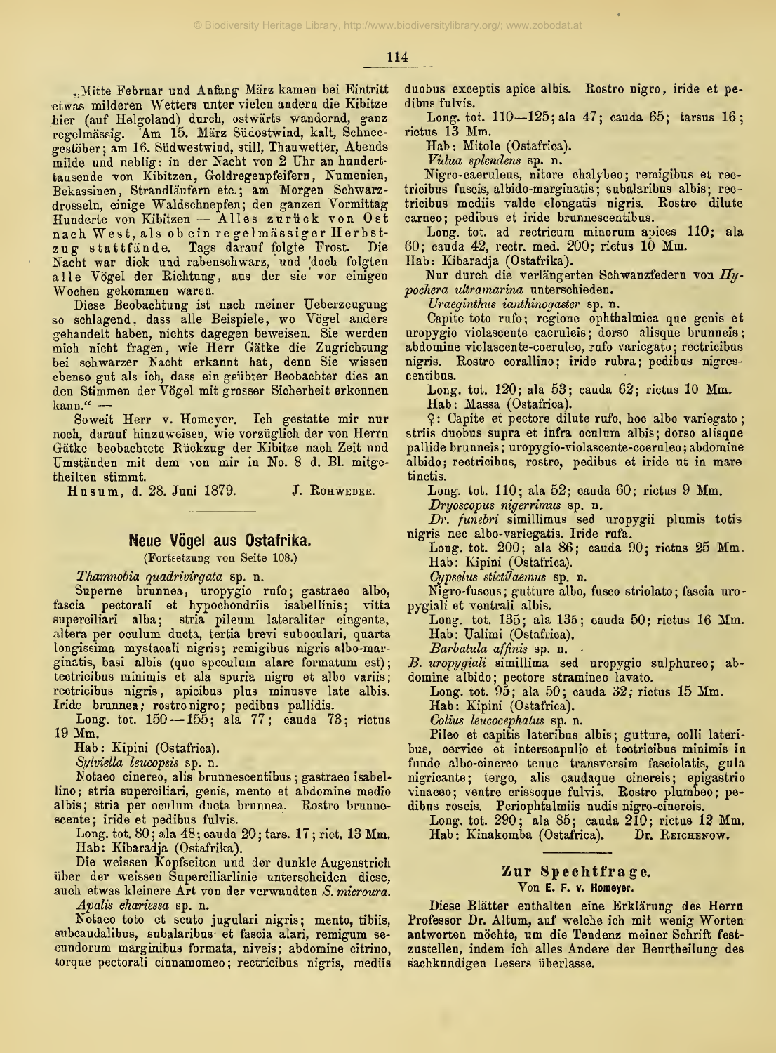„Mitte Februar und Anfang März kamen bei Eintritt etwas milderen Wetters unter vielen andern die Kibitze hier (auf Helgoland) durch, ostwärts wandernd, ganz regelmässig. Am 15. März Südostwind, kalt, Schneegestöber; am 16. Südwestwind, still, Thauwetter, Abends milde und neblig: in der Nacht von 2 Uhr an hunderttausende von Kibitzen, Goldregenpfeifern, Numenien, Bekassinen, Strandläufern etc.; am Morgen Schwarzdrosseln, einige Waldschnepfen; den ganzen Vormittag Hunderte von Kibitzen — Alles zurück von Ost nach West, als ob ein regelmässiger Herbstzug stattfände. Tags darauf folgte Frost. Die Nacht war dick und rabenschwarz, und doch folgten alle Vögel der Richtung, aus der sie vor einigen Wochen gekommen waren.

Diese Beobachtung ist nach meiner Ueberzeugung so schlagend, dass alle Beispiele, wo Vögel anders gehandelt haben, nichts dagegen beweisen. Sie werden mich nicht fragen, wie Herr Gätke die Zugrichtung bei schwarzer Nacht erkannt hat, denn Sie wissen ebenso gut als ich, dass ein geübter Beobachter dies an den Stimmen der Vögel mit grosser Sicherheit erkennen kann." —

Soweit Herr v. Homeyer. Ich gestatte mir nur noch, darauf hinzuweisen, wie vorzüglich der von Herrn Gätke beobachtete Rückzug der Kibitze nach Zeit und Umständen mit dem von mir in No. 8 d. Bl. mitgetheilten stimmt.

Husum, d. 28. Juni 1879. J. Rohweder.

## Neue Vögel aus Ostafrika.

(Fortsetzung von Seite 108.)

*Thamnobia quadrivirgata* sp. n.

Superne brunnea, uropygio rufo; gastraeo albo, fascia pectorali et hypochondriis isabellinis; vitta superciliari alba; stria pileum lateraliter cingente, altera per oculum ducta, tertia brevi suboculari, quarta longissima mystacali nigris; remigibus nigris albo-marginatis, basi albis (quo speculum alare formatum est); tectricibus minimis et ala spuria nigro et albo variis; rectricibus nigris, apicibus plus minusve late albis. Iride brunnea; rostro nigro; pedibus pallidis.

Long. tot. 150—155; ala 77; cauda 73; rictus 19 Mm.

Hab: Kipini (Ostafrica).

*Sylviella leucopsis* sp. n.

Notaeo cinereo, alis brunnescentibus; gastraeo isabellino; stria superciliari, genis, mento et abdomine medio albis; stria per oculum ducta brunnea. Rostro brunnescente; iride et pedibus fulvis.

Long. tot. 80; ala 48; cauda 20; tars. 17; rict. 13 Mm.

Hab: Kibaradja (Ostafrika).

Die weissen Kopfseiten und der dunkle Augenstrich über der weissen Superciliarlinie unterscheiden diese, auch etwas kleinere Art von der verwandten *S. microura*.

*Apalis chariessa* sp. n.

Notaeo toto et scuto jugulari nigris; mento, tibiis, subcaudalibus, subalaribus et fascia alari, remigum secundorum marginibus formata, niveis; abdomine citrino, torque pectorali cinnamomeo; rectricibus nigris, mediis duobus exceptis apice albis. Rostro nigro, iride et pedibus fulvis.

Long. tot. 110—125; ala 47; cauda 65; tarsus 16; rictus 13 Mm.

Hab: Mitole (Ostafrica).

*Vidua splendens* sp. n.

Nigro-caeruleus, nitore chalybeo; remigibus et rectricibus fuscis, albido-marginatis; subalaribus albis; rectricibus mediis valde elongatis nigris. Rostro dilute carneo; pedibus et iride brunnescentibus.

Long. tot. ad rectricum minorum apices 110; ala 60; cauda 42, rectr. med. 200; rictus 10 Mm.

Hab: Kibaradja (Ostafrika).

Nur durch die verlängerten Schwanzfedern von *Hypochera ultramarina* unterschieden.

*Uraeginthus ianthinogaster* sp. n.

Capite toto rufo; regione ophthalmica que genis et uropygio violascente caeruleis; dorso alisque brunneis; abdomine violascente-coeruleo, rufo variegato; rectricibus nigris. Rostro corallino; iride rubra; pedibus nigrescentibus.

Long. tot. 120; ala 53; cauda 62; rictus 10 Mm.

Hab: Massa (Ostafrica).

♀: Capite et pectore dilute rufo, hoc albo variegato; striis duobus supra et infra oculum albis; dorso alisque pallide brunneis; uropygio-violascente-coeruleo; abdomine albido; rectricibus, rostro, pedibus et iride ut in mare tinctis.

Long. tot. 110; ala 52; cauda 60; rictus 9 Mm.

*Dryoscopus nigerrimus* sp. n.

*Dr. funebri* simillimus sed uropygii plumis totis nigris nec albo-variegatis. Iride rufa.

Long. tot. 200; ala 86; cauda 90; rictus 25 Mm.

Hab: Kipini (Ostafrica).

*Cypselus stictilaemus* sp. n.

Nigro-fuscus; gutture albo, fusco striolato; fascia uropygiali et ventrali albis.

Long. tot. 135; ala 135; cauda 50; rictus 16 Mm.

Hab: Ualimi (Ostafrica).

*Barbatula affinis* sp. n.

*B. uropygiali* simillima sed uropygio sulphureo; abdomine albido; pectore stramineo lavato.

Long. tot. 95; ala 50; cauda 32; rictus 15 Mm.

Hab: Kipini (Ostafrica).

*Colius leucocephalus* sp. n.

Pileo et capitis lateribus albis; gutture, colli lateribus, cervice et interscapulio et tectricibus minimis in fundo albo-cinereo tenue transversim fasciolatis, gula nigricante; tergo, alis caudaque cinereis; epigastrio vinaceo; ventre crissoque fulvis. Rostro plumbeo; pedibus roseis. Periophtalmiis nudis nigro-cinereis.

Long. tot. 290; ala 85; cauda 210; rictus 12 Mm.

Hab: Kinakomba (Ostafrica). Dr. Reichenow.

## Zur Spechtfrage.

Von **E. F. v. Homeyer.**

Diese Blätter enthalten eine Erklärung des Herrn Professor Dr. Altum, auf welche ich mit wenig Worten antworten möchte, um die Tendenz meiner Schrift festzustellen, indem ich alles Andere der Beurtheilung des sachkundigen Lesers überlasse.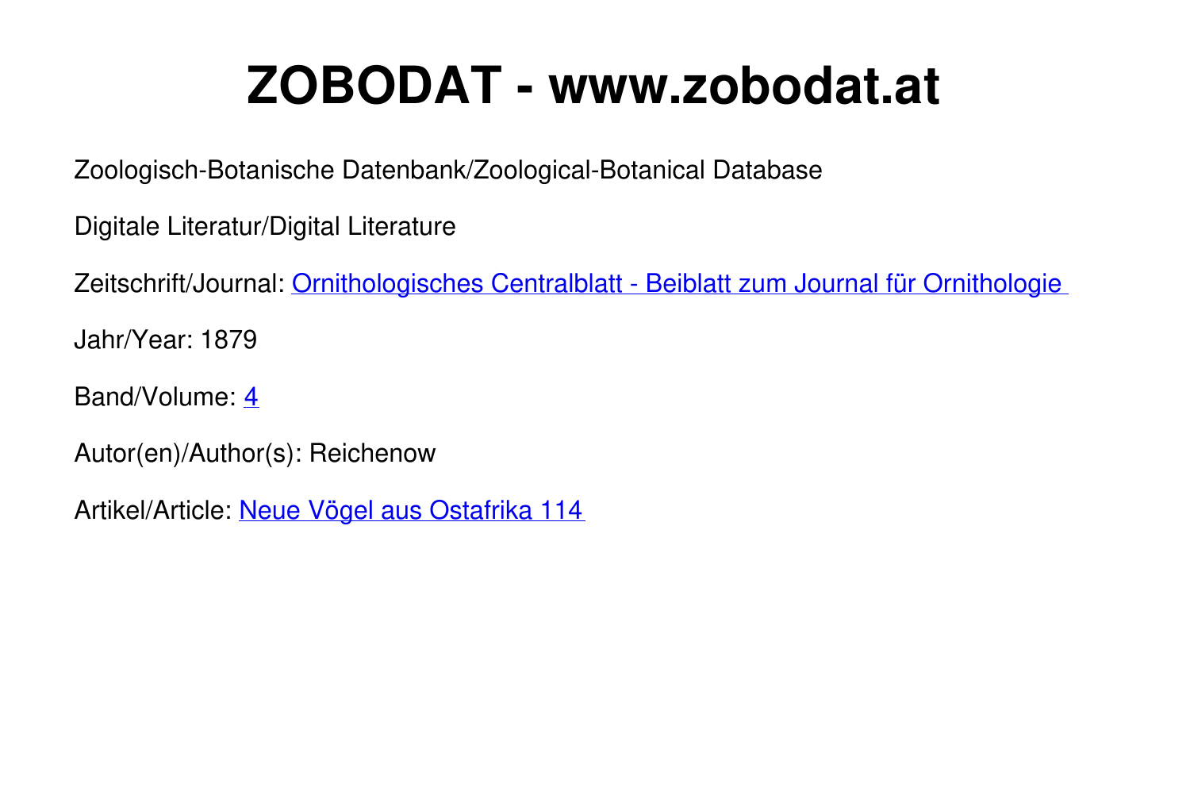# ZOBODAT - www.zobodat.at

Zoologisch-Botanische Datenbank/Zoological-Botanical Database

Digitale Literatur/Digital Literature

Zeitschrift/Journal: Ornithologisches Centralblatt - Beiblatt zum Journal für Ornithologie

Jahr/Year: 1879

Band/Volume: 4

Autor(en)/Author(s): Reichenow

Artikel/Article: Neue Vögel aus Ostafrika 114